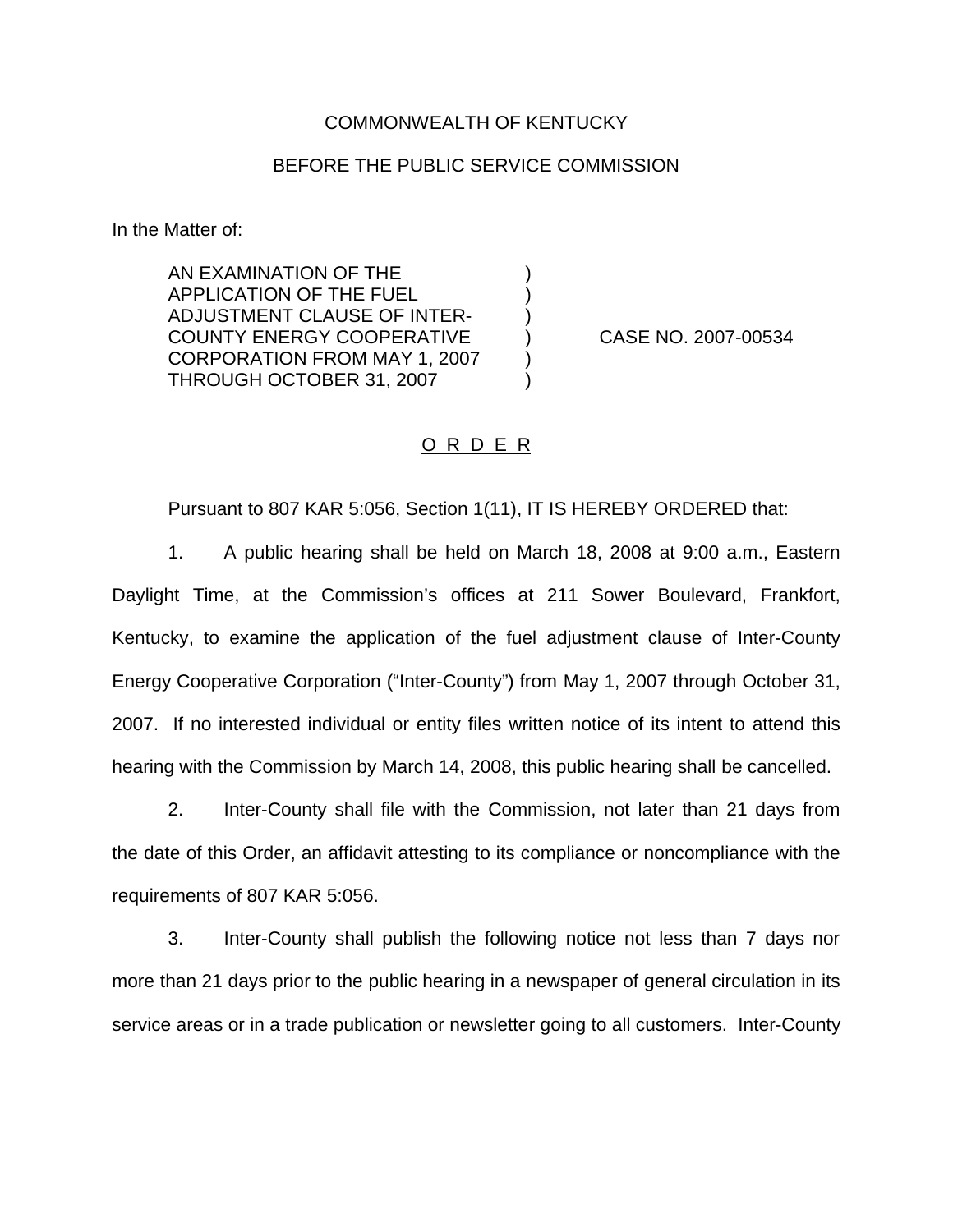COMMONWEALTH OF KENTUCKY

BEFORE THE PUBLIC SERVICE COMMISSION

In the Matter of:

AN EXAMINATION OF THE APPLICATION OF THE FUEL ADJUSTMENT CLAUSE OF INTER-COUNTY ENERGY COOPERATIVE CORPORATION FROM MAY 1, 2007 THROUGH OCTOBER 31, 2007 ) CASE NO. 2007-00534

O R D E R

Pursuant to 807 KAR 5:056, Section 1(11), IT IS HEREBY ORDERED that:

1. A public hearing shall be held on March 18, 2008 at 9:00 a.m., Eastern Daylight Time, at the Commission's offices at 211 Sower Boulevard, Frankfort, Kentucky, to examine the application of the fuel adjustment clause of Inter-County Energy Cooperative Corporation ("Inter-County") from May 1, 2007 through October 31, 2007. If no interested individual or entity files written notice of its intent to attend this hearing with the Commission by March 14, 2008, this public hearing shall be cancelled.

2. Inter-County shall file with the Commission, not later than 21 days from the date of this Order, an affidavit attesting to its compliance or noncompliance with the requirements of 807 KAR 5:056.

3. Inter-County shall publish the following notice not less than 7 days nor more than 21 days prior to the public hearing in a newspaper of general circulation in its service areas or in a trade publication or newsletter going to all customers. Inter-County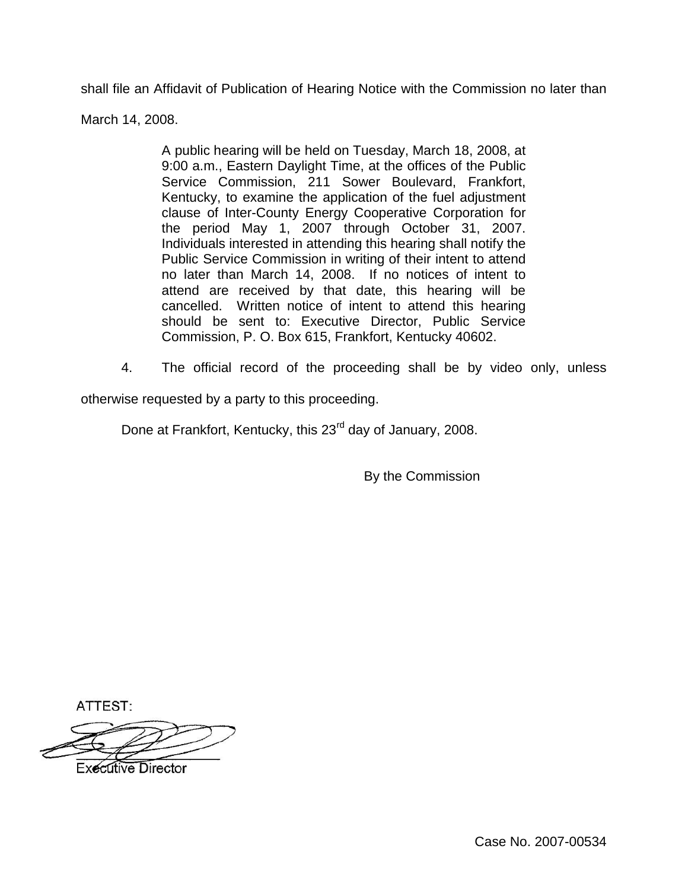shall file an Affidavit of Publication of Hearing Notice with the Commission no later than March 14, 2008.

> A public hearing will be held on Tuesday, March 18, 2008, at 9:00 a.m., Eastern Daylight Time, at the offices of the Public Service Commission, 211 Sower Boulevard, Frankfort, Kentucky, to examine the application of the fuel adjustment clause of Inter-County Energy Cooperative Corporation for the period May 1, 2007 through October 31, 2007. Individuals interested in attending this hearing shall notify the Public Service Commission in writing of their intent to attend no later than March 14, 2008. If no notices of intent to attend are received by that date, this hearing will be cancelled. Written notice of intent to attend this hearing should be sent to: Executive Director, Public Service Commission, P. O. Box 615, Frankfort, Kentucky 40602.

4. The official record of the proceeding shall be by video only, unless otherwise requested by a party to this proceeding.

Done at Frankfort, Kentucky, this 23rd day of January, 2008.

By the Commission

ATTEST:

Executive Director

Case No. 2007-00534